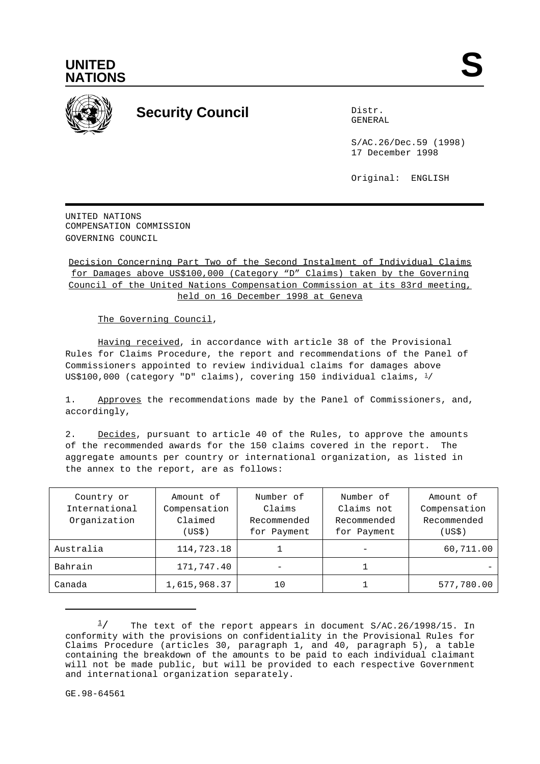UNITED NATIONS

# Security Council

Distr.
GENERAL

S/AC.26/Dec.59 (1998)
17 December 1998

Original: ENGLISH

UNITED NATIONS
COMPENSATION COMMISSION
GOVERNING COUNCIL

Decision Concerning Part Two of the Second Instalment of Individual Claims for Damages above US$100,000 (Category "D" Claims) taken by the Governing Council of the United Nations Compensation Commission at its 83rd meeting, held on 16 December 1998 at Geneva

The Governing Council,

Having received, in accordance with article 38 of the Provisional Rules for Claims Procedure, the report and recommendations of the Panel of Commissioners appointed to review individual claims for damages above US$100,000 (category "D" claims), covering 150 individual claims, [1]/

1. Approves the recommendations made by the Panel of Commissioners, and, accordingly,

2. Decides, pursuant to article 40 of the Rules, to approve the amounts of the recommended awards for the 150 claims covered in the report. The aggregate amounts per country or international organization, as listed in the annex to the report, are as follows:

| Country or International Organization | Amount of Compensation Claimed (US$) | Number of Claims Recommended for Payment | Number of Claims not Recommended for Payment | Amount of Compensation Recommended (US$) |
|---|---|---|---|---|
| Australia | 114,723.18 | 1 | - | 60,711.00 |
| Bahrain | 171,747.40 | - | 1 | - |
| Canada | 1,615,968.37 | 10 | 1 | 577,780.00 |

[1]/ The text of the report appears in document S/AC.26/1998/15. In conformity with the provisions on confidentiality in the Provisional Rules for Claims Procedure (articles 30, paragraph 1, and 40, paragraph 5), a table containing the breakdown of the amounts to be paid to each individual claimant will not be made public, but will be provided to each respective Government and international organization separately.

GE.98-64561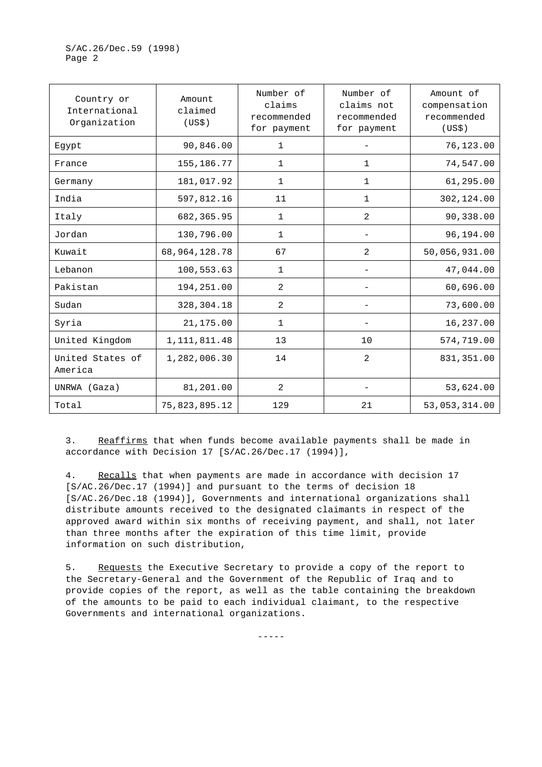| Country or International Organization | Amount claimed (US$) | Number of claims recommended for payment | Number of claims not recommended for payment | Amount of compensation recommended (US$) |
|---|---|---|---|---|
| Egypt | 90,846.00 | 1 | - | 76,123.00 |
| France | 155,186.77 | 1 | 1 | 74,547.00 |
| Germany | 181,017.92 | 1 | 1 | 61,295.00 |
| India | 597,812.16 | 11 | 1 | 302,124.00 |
| Italy | 682,365.95 | 1 | 2 | 90,338.00 |
| Jordan | 130,796.00 | 1 | - | 96,194.00 |
| Kuwait | 68,964,128.78 | 67 | 2 | 50,056,931.00 |
| Lebanon | 100,553.63 | 1 | - | 47,044.00 |
| Pakistan | 194,251.00 | 2 | - | 60,696.00 |
| Sudan | 328,304.18 | 2 | - | 73,600.00 |
| Syria | 21,175.00 | 1 | - | 16,237.00 |
| United Kingdom | 1,111,811.48 | 13 | 10 | 574,719.00 |
| United States of America | 1,282,006.30 | 14 | 2 | 831,351.00 |
| UNRWA (Gaza) | 81,201.00 | 2 | - | 53,624.00 |
| Total | 75,823,895.12 | 129 | 21 | 53,053,314.00 |

3. Reaffirms that when funds become available payments shall be made in accordance with Decision 17 [S/AC.26/Dec.17 (1994)],

4. Recalls that when payments are made in accordance with decision 17 [S/AC.26/Dec.17 (1994)] and pursuant to the terms of decision 18 [S/AC.26/Dec.18 (1994)], Governments and international organizations shall distribute amounts received to the designated claimants in respect of the approved award within six months of receiving payment, and shall, not later than three months after the expiration of this time limit, provide information on such distribution,

5. Requests the Executive Secretary to provide a copy of the report to the Secretary-General and the Government of the Republic of Iraq and to provide copies of the report, as well as the table containing the breakdown of the amounts to be paid to each individual claimant, to the respective Governments and international organizations.

-----